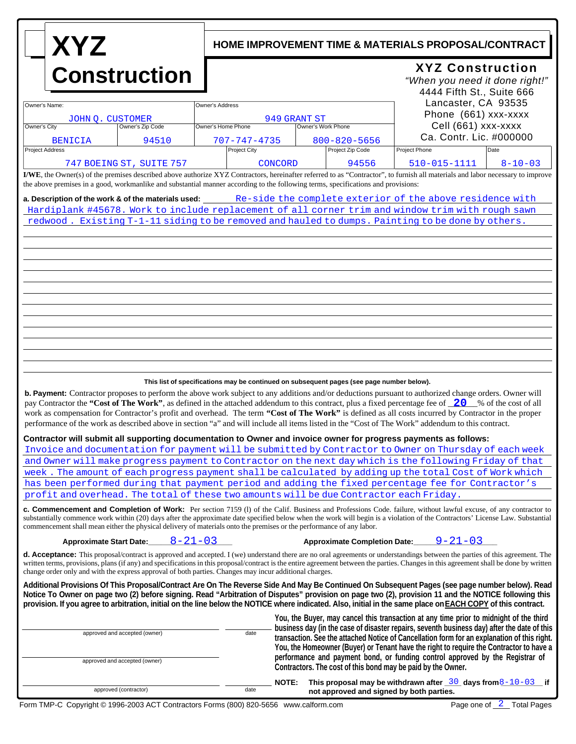# XYZ Construction

## HOME IMPROVEMENT TIME & MATERIALS PROPOSAL/CONTRACT

**XYZ Construction**
*"When you need it done right!"*
4444 Fifth St., Suite 666
Lancaster, CA 93535
Phone (661) xxx-xxxx
Cell (661) xxx-xxxx
Ca. Contr. Lic. #000000

| Owner's Name: | | Owner's Address | |
|---|---|---|---|
| JOHN Q. CUSTOMER | | 949 GRANT ST | |
| **Owner's City** | **Owner's Zip Code** | **Owner's Home Phone** | **Owner's Work Phone** |
| BENICIA | 94510 | 707-747-4735 | 800-820-5656 |

| Project Address | Project City | Project Zip Code | Project Phone | Date |
|---|---|---|---|---|
| 747 BOEING ST, SUITE 757 | CONCORD | 94556 | 510-015-1111 | 8-10-03 |

**I/WE**, the Owner(s) of the premises described above authorize XYZ Contractors, hereinafter referred to as "Contractor", to furnish all materials and labor necessary to improve the above premises in a good, workmanlike and substantial manner according to the following terms, specifications and provisions:

**a. Description of the work & of the materials used:** Re-side the complete exterior of the above residence with Hardiplank #45678. Work to include replacement of all corner trim and window trim with rough sawn redwood . Existing T-1-11 siding to be removed and hauled to dumps. Painting to be done by others.

**This list of specifications may be continued on subsequent pages (see page number below).**

**b. Payment:** Contractor proposes to perform the above work subject to any additions and/or deductions pursuant to authorized change orders. Owner will pay Contractor the **"Cost of The Work"**, as defined in the attached addendum to this contract, plus a fixed percentage fee of **20** % of the cost of all work as compensation for Contractor's profit and overhead. The term **"Cost of The Work"** is defined as all costs incurred by Contractor in the proper performance of the work as described above in section "a" and will include all items listed in the "Cost of The Work" addendum to this contract.

**Contractor will submit all supporting documentation to Owner and invoice owner for progress payments as follows:**
Invoice and documentation for payment will be submitted by Contractor to Owner on Thursday of each week and Owner will make progress payment to Contractor on the next day which is the following Friday of that week . The amount of each progress payment shall be calculated by adding up the total Cost of Work which has been performed during that payment period and adding the fixed percentage fee for Contractor's profit and overhead. The total of these two amounts will be due Contractor each Friday.

**c. Commencement and Completion of Work:** Per section 7159 (l) of the Calif. Business and Professions Code. failure, without lawful excuse, of any contractor to substantially commence work within (20) days after the approximate date specified below when the work will begin is a violation of the Contractors' License Law. Substantial commencement shall mean either the physical delivery of materials onto the premises or the performance of any labor.

**Approximate Start Date:** 8-21-03 **Approximate Completion Date:** 9-21-03

**d. Acceptance:** This proposal/contract is approved and accepted. I (we) understand there are no oral agreements or understandings between the parties of this agreement. The written terms, provisions, plans (if any) and specifications in this proposal/contract is the entire agreement between the parties. Changes in this agreement shall be done by written change order only and with the express approval of both parties. Changes may incur additional charges.

**Additional Provisions Of This Proposal/Contract Are On The Reverse Side And May Be Continued On Subsequent Pages (see page number below). Read Notice To Owner on page two (2) before signing. Read "Arbitration of Disputes" provision on page two (2), provision 11 and the NOTICE following this provision. If you agree to arbitration, initial on the line below the NOTICE where indicated. Also, initial in the same place on EACH COPY of this contract.**

_____________________ approved and accepted (owner) _________ date

_____________________ approved and accepted (owner)

_____________________ approved (contractor) _________ date

**You, the Buyer, may cancel this transaction at any time prior to midnight of the third business day (in the case of disaster repairs, seventh business day) after the date of this transaction. See the attached Notice of Cancellation form for an explanation of this right. You, the Homeowner (Buyer) or Tenant have the right to require the Contractor to have a performance and payment bond, or funding control approved by the Registrar of Contractors. The cost of this bond may be paid by the Owner.**

**NOTE: This proposal may be withdrawn after** 30 **days from** 8-10-03 **if not approved and signed by both parties.**

Form TMP-C Copyright © 1996-2003 ACT Contractors Forms (800) 820-5656 www.calform.com

Page one of 2 Total Pages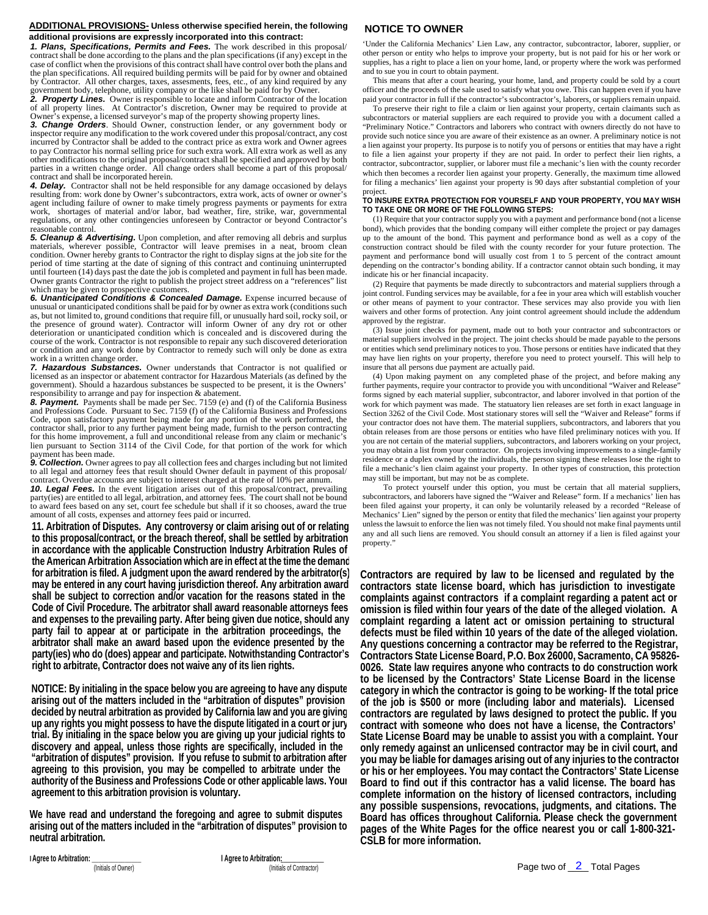**ADDITIONAL PROVISIONS- Unless otherwise specified herein, the following additional provisions are expressly incorporated into this contract:**

***1. Plans, Specifications, Permits and Fees.*** The work described in this proposal/ contract shall be done according to the plans and the plan specifications (if any) except in the case of conflict when the provisions of this contract shall have control over both the plans and the plan specifications. All required building permits will be paid for by owner and obtained by Contractor. All other charges, taxes, assesments, fees, etc., of any kind required by any government body, telephone, utility company or the like shall be paid for by Owner.

***2. Property Lines.*** Owner is responsible to locate and inform Contractor of the location of all property lines. At Contractor's discretion, Owner may be required to provide at Owner's expense, a licensed surveyor's map of the property showing property lines.

***3. Change Orders***. Should Owner, construction lender, or any government body or inspector require any modification to the work covered under this proposal/contract, any cost incurred by Contractor shall be added to the contract price as extra work and Owner agrees to pay Contractor his normal selling price for such extra work. All extra work as well as any other modifications to the original proposal/contract shall be specified and approved by both parties in a written change order. All change orders shall become a part of this proposal/ contract and shall be incorporated herein.

***4. Delay.*** Contractor shall not be held responsible for any damage occasioned by delays resulting from: work done by Owner's subcontractors, extra work, acts of owner or owner's agent including failure of owner to make timely progress payments or payments for extra work, shortages of material and/or labor, bad weather, fire, strike, war, governmental regulations, or any other contingencies unforeseen by Contractor or beyond Contractor's reasonable control.

***5. Cleanup & Advertising.*** Upon completion, and after removing all debris and surplus materials, wherever possible, Contractor will leave premises in a neat, broom clean condition. Owner hereby grants to Contractor the right to display signs at the job site for the period of time starting at the date of signing of this contract and continuing uninterrupted until fourteen (14) days past the date the job is completed and payment in full has been made. Owner grants Contractor the right to publish the project street address on a "references" list which may be given to prospective customers.

***6. Unanticipated Conditions & Concealed Damage.*** Expense incurred because of unusual or unanticipated conditions shall be paid for by owner as extra work (conditions such as, but not limited to, ground conditions that require fill, or unusually hard soil, rocky soil, or the presence of ground water). Contractor will inform Owner of any dry rot or other deterioration or unanticipated condition which is concealed and is discovered during the course of the work. Contractor is not responsible to repair any such discovered deterioration or condition and any work done by Contractor to remedy such will only be done as extra work in a written change order.

***7. Hazardous Substances.*** Owner understands that Contractor is not qualified or licensed as an inspector or abatement contractor for Hazardous Materials (as defined by the government). Should a hazardous substances be suspected to be present, it is the Owners' responsibility to arrange and pay for inspection & abatement.

***8. Payment.*** Payments shall be made per Sec. 7159 (e) and (f) of the California Business and Professions Code. Pursuant to Sec. 7159 (f) of the California Business and Professions Code, upon satisfactory payment being made for any portion of the work performed, the contractor shall, prior to any further payment being made, furnish to the person contracting for this home improvement, a full and unconditional release from any claim or mechanic's lien pursuant to Section 3114 of the Civil Code, for that portion of the work for which payment has been made.

***9. Collection.*** Owner agrees to pay all collection fees and charges including but not limited to all legal and attorney fees that result should Owner default in payment of this proposal/ contract. Overdue accounts are subject to interest charged at the rate of 10% per annum.

***10. Legal Fees.*** In the event litigation arises out of this proposal/contract, prevailing party(ies) are entitled to all legal, arbitration, and attorney fees. The court shall not be bound to award fees based on any set, court fee schedule but shall if it so chooses, award the true amount of all costs, expenses and attorney fees paid or incurred.

**11. Arbitration of Disputes. Any controversy or claim arising out of or relating to this proposal/contract, or the breach thereof, shall be settled by arbitration in accordance with the applicable Construction Industry Arbitration Rules of the American Arbitration Association which are in effect at the time the demand for arbitration is filed. A judgment upon the award rendered by the arbitrator(s) may be entered in any court having jurisdiction thereof. Any arbitration award shall be subject to correction and/or vacation for the reasons stated in the Code of Civil Procedure. The arbitrator shall award reasonable attorneys fees and expenses to the prevailing party. After being given due notice, should any party fail to appear at or participate in the arbitration proceedings, the arbitrator shall make an award based upon the evidence presented by the party(ies) who do (does) appear and participate. Notwithstanding Contractor's right to arbitrate, Contractor does not waive any of its lien rights.**

**NOTICE: By initialing in the space below you are agreeing to have any dispute arising out of the matters included in the "arbitration of disputes" provision decided by neutral arbitration as provided by California law and you are giving up any rights you might possess to have the dispute litigated in a court or jury trial. By initialing in the space below you are giving up your judicial rights to discovery and appeal, unless those rights are specifically, included in the "arbitration of disputes" provision. If you refuse to submit to arbitration after agreeing to this provision, you may be compelled to arbitrate under the authority of the Business and Professions Code or other applicable laws. Your agreement to this arbitration provision is voluntary.**

**We have read and understand the foregoing and agree to submit disputes arising out of the matters included in the "arbitration of disputes" provision to neutral arbitration.**

**I Agree to Arbitration:** ____________ (Initials of Owner)  **I Agree to Arbitration:** ____________ (Initials of Contractor)

## NOTICE TO OWNER

'Under the California Mechanics' Lien Law, any contractor, subcontractor, laborer, supplier, or other person or entity who helps to improve your property, but is not paid for his or her work or supplies, has a right to place a lien on your home, land, or property where the work was performed and to sue you in court to obtain payment.

This means that after a court hearing, your home, land, and property could be sold by a court officer and the proceeds of the sale used to satisfy what you owe. This can happen even if you have paid your contractor in full if the contractor's subcontractor's, laborers, or suppliers remain unpaid.

To preserve their right to file a claim or lien against your property, certain claimants such as subcontractors or material suppliers are each required to provide you with a document called a "Preliminary Notice." Contractors and laborers who contract with owners directly do not have to provide such notice since you are aware of their existence as an owner. A preliminary notice is not a lien against your property. Its purpose is to notify you of persons or entities that may have a right to file a lien against your property if they are not paid. In order to perfect their lien rights, a contractor, subcontractor, supplier, or laborer must file a mechanic's lien with the county recorder which then becomes a recorder lien against your property. Generally, the maximum time allowed for filing a mechanics' lien against your property is 90 days after substantial completion of your project.

**TO INSURE EXTRA PROTECTION FOR YOURSELF AND YOUR PROPERTY, YOU MAY WISH TO TAKE ONE OR MORE OF THE FOLLOWING STEPS:**

(1) Require that your contractor supply you with a payment and performance bond (not a license bond), which provides that the bonding company will either complete the project or pay damages up to the amount of the bond. This payment and performance bond as well as a copy of the construction contract should be filed with the county recorder for your future protection. The payment and performance bond will usually cost from 1 to 5 percent of the contract amount depending on the contractor's bonding ability. If a contractor cannot obtain such bonding, it may indicate his or her financial incapacity.

(2) Require that payments be made directly to subcontractors and material suppliers through a joint control. Funding services may be available, for a fee in your area which will establish voucher or other means of payment to your contractor. These services may also provide you with lien waivers and other forms of protection. Any joint control agreement should include the addendum approved by the registrar.

(3) Issue joint checks for payment, made out to both your contractor and subcontractors or material suppliers involved in the project. The joint checks should be made payable to the persons or entities which send preliminary notices to you. Those persons or entities have indicated that they may have lien rights on your property, therefore you need to protect yourself. This will help to insure that all persons due payment are actually paid.

(4) Upon making payment on any completed phase of the project, and before making any further payments, require your contractor to provide you with unconditional "Waiver and Release" forms signed by each material supplier, subcontractor, and laborer involved in that portion of the work for which payment was made. The statuatory lien releases are set forth in exact language in Section 3262 of the Civil Code. Most stationary stores will sell the "Waiver and Release" forms if your contractor does not have them. The material suppliers, subcontractors, and laborers that you obtain releases from are those persons or entities who have filed preliminary notices with you. If you are not certain of the material suppliers, subcontractors, and laborers working on your project, you may obtain a list from your contractor. On projects involving improvements to a single-family residence or a duplex owned by the individuals, the person signing these releases lose the right to file a mechanic's lien claim against your property. In other types of construction, this protection may still be important, but may not be as complete.

To protect yourself under this option, you must be certain that all material suppliers, subcontractors, and laborers have signed the "Waiver and Release" form. If a mechanics' lien has been filed against your property, it can only be voluntarily released by a recorded "Release of Mechanics' Lien" signed by the person or entity that filed the mechanics' lien against your property unless the lawsuit to enforce the lien was not timely filed. You should not make final payments until any and all such liens are removed. You should consult an attorney if a lien is filed against your property."

**Contractors are required by law to be licensed and regulated by the contractors state license board, which has jurisdiction to investigate complaints against contractors if a complaint regarding a patent act or omission is filed within four years of the date of the alleged violation. A complaint regarding a latent act or omission pertaining to structural defects must be filed within 10 years of the date of the alleged violation. Any questions concerning a contractor may be referred to the Registrar, Contractors State License Board, P.O. Box 26000, Sacramento, CA 95826-0026. State law requires anyone who contracts to do construction work to be licensed by the Contractors' State License Board in the license category in which the contractor is going to be working- If the total price of the job is $500 or more (including labor and materials). Licensed contractors are regulated by laws designed to protect the public. If you contract with someone who does not have a license, the Contractors' State License Board may be unable to assist you with a complaint. Your only remedy against an unlicensed contractor may be in civil court, and you may be liable for damages arising out of any injuries to the contractor or his or her employees. You may contact the Contractors' State License Board to find out if this contractor has a valid license. The board has complete information on the history of licensed contractors, including any possible suspensions, revocations, judgments, and citations. The Board has offices throughout California. Please check the government pages of the White Pages for the office nearest you or call 1-800-321-CSLB for more information.**